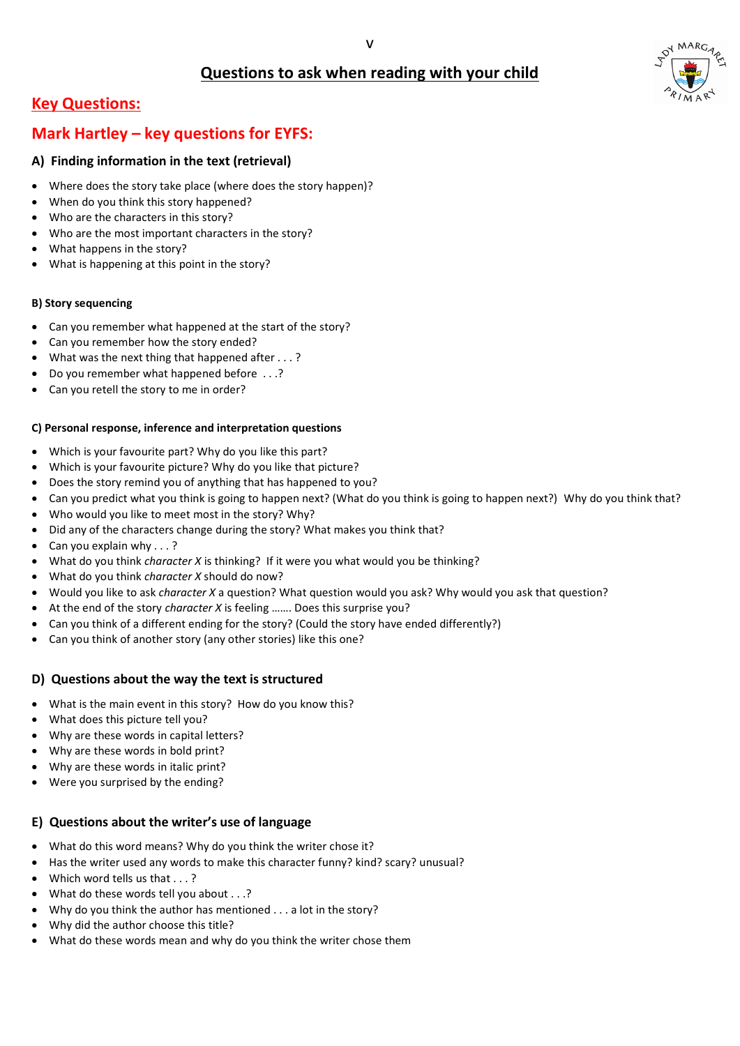v

# Questions to ask when reading with your child

## Key Questions:

## Mark Hartley – key questions for EYFS:

### A) Finding information in the text (retrieval)

- Where does the story take place (where does the story happen)?
- When do you think this story happened?
- Who are the characters in this story?
- Who are the most important characters in the story?
- What happens in the story?
- What is happening at this point in the story?

**B) Story sequencing**

- Can you remember what happened at the start of the story?
- Can you remember how the story ended?
- What was the next thing that happened after . . . ?
- Do you remember what happened before . . .?
- Can you retell the story to me in order?

**C) Personal response, inference and interpretation questions**

- Which is your favourite part? Why do you like this part?
- Which is your favourite picture? Why do you like that picture?
- Does the story remind you of anything that has happened to you?
- Can you predict what you think is going to happen next? (What do you think is going to happen next?) Why do you think that?
- Who would you like to meet most in the story? Why?
- Did any of the characters change during the story? What makes you think that?
- Can you explain why . . . ?
- What do you think *character X* is thinking? If it were you what would you be thinking?
- What do you think *character X* should do now?
- Would you like to ask *character X* a question? What question would you ask? Why would you ask that question?
- At the end of the story *character X* is feeling ……. Does this surprise you?
- Can you think of a different ending for the story? (Could the story have ended differently?)
- Can you think of another story (any other stories) like this one?

### D) Questions about the way the text is structured

- What is the main event in this story? How do you know this?
- What does this picture tell you?
- Why are these words in capital letters?
- Why are these words in bold print?
- Why are these words in italic print?
- Were you surprised by the ending?

### E) Questions about the writer's use of language

- What do this word means? Why do you think the writer chose it?
- Has the writer used any words to make this character funny? kind? scary? unusual?
- Which word tells us that . . . ?
- What do these words tell you about . . .?
- Why do you think the author has mentioned . . . a lot in the story?
- Why did the author choose this title?
- What do these words mean and why do you think the writer chose them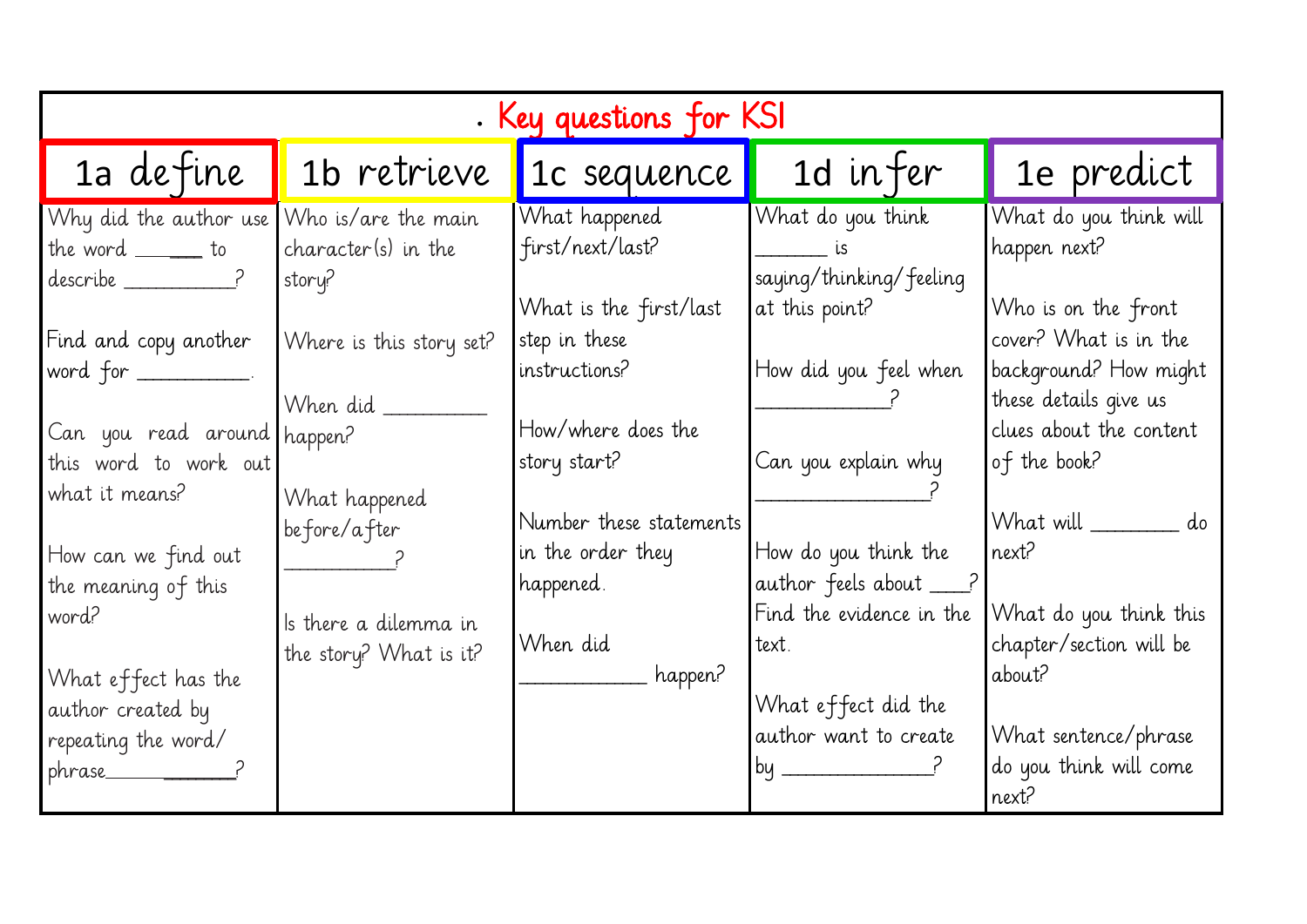# . Key questions for KS1

| 1a define | 1b retrieve | 1c sequence | 1d infer | 1e predict |
|---|---|---|---|---|
| Why did the author use the word ______ to describe __________? | Who is/are the main character(s) in the story? | What happened first/next/last? | What do you think _______ is saying/thinking/feeling at this point? | What do you think will happen next? |
| Find and copy another word for __________. | Where is this story set? | What is the first/last step in these instructions? | How did you feel when _____________? | Who is on the front cover? What is in the background? How might these details give us clues about the content of the book? |
| Can you read around this word to work out what it means? | When did _________ happen? | How/where does the story start? | Can you explain why ________________? | What will ________ do next? |
| How can we find out the meaning of this word? | What happened before/after __________? | Number these statements in the order they happened. | How do you think the author feels about ____? Find the evidence in the text. | What do you think this chapter/section will be about? |
| What effect has the author created by repeating the word/ phrase____________? | Is there a dilemma in the story? What is it? | When did ____________ happen? | What effect did the author want to create by ______________? | What sentence/phrase do you think will come next? |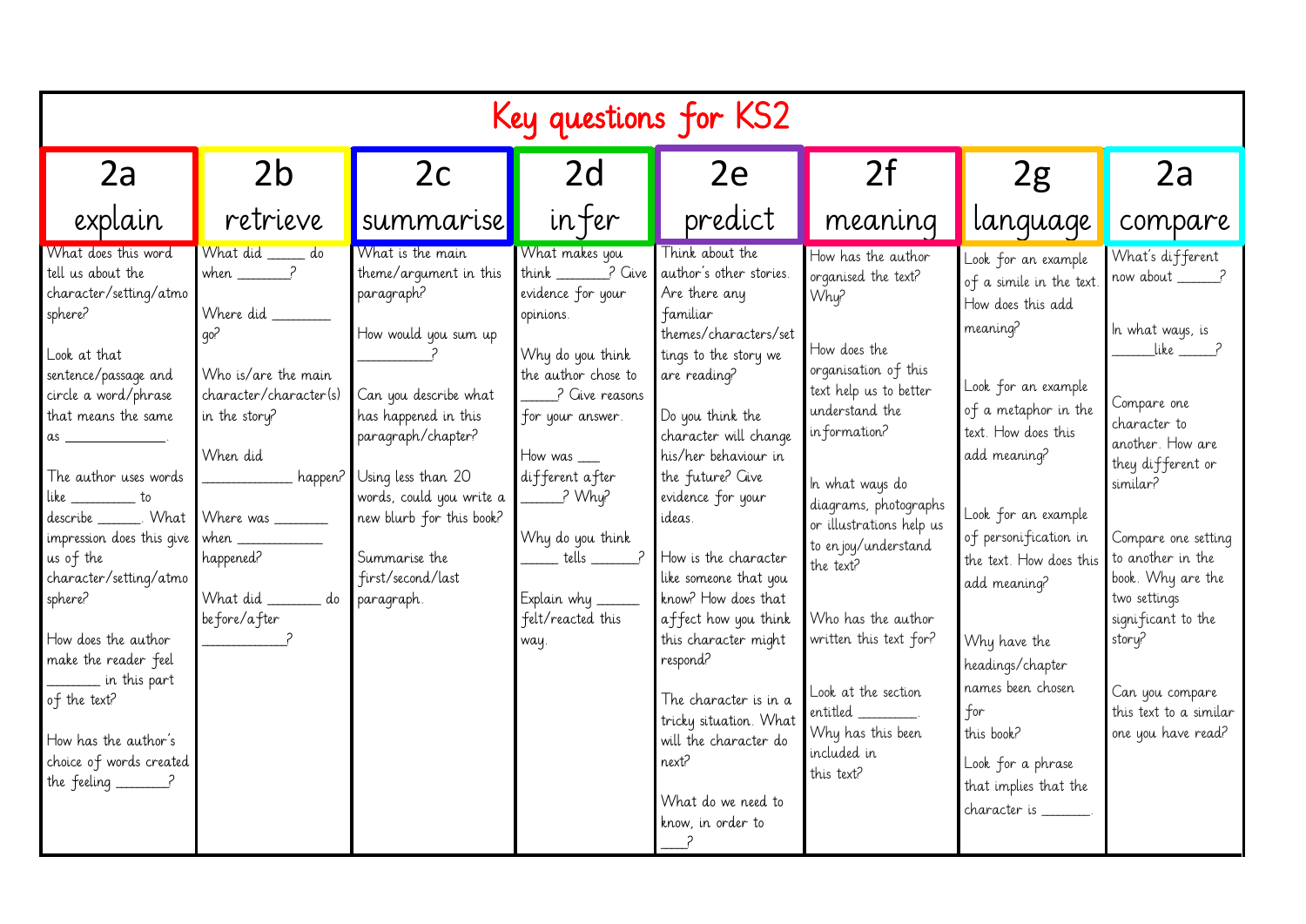# Key questions for KS2

| 2a explain | 2b retrieve | 2c summarise | 2d infer | 2e predict | 2f meaning | 2g language | 2a compare |
|---|---|---|---|---|---|---|---|
| What does this word tell us about the character/setting/atmosphere?<br><br>Look at that sentence/passage and circle a word/phrase that means the same as ______________.<br><br>The author uses words like _________ to describe ______. What impression does this give us of the character/setting/atmosphere?<br><br>How does the author make the reader feel _______ in this part of the text?<br><br>How has the author's choice of words created the feeling _______? | What did _____ do when _______?<br><br>Where did ________ go?<br><br>Who is/are the main character/character(s) in the story?<br><br>When did _____________ happen?<br><br>Where was _______ when ___________ happened?<br><br>What did _______ do before/after ___________? | What is the main theme/argument in this paragraph?<br><br>How would you sum up __________?<br><br>Can you describe what has happened in this paragraph/chapter?<br><br>Using less than 20 words, could you write a new blurb for this book?<br><br>Summarise the first/second/last paragraph. | What makes you think _______? Give evidence for your opinions.<br><br>Why do you think the author chose to _____? Give reasons for your answer.<br><br>How was ___ different after _____? Why?<br><br>Why do you think _____ tells ______?<br><br>Explain why ______ felt/reacted this way. | Think about the author's other stories. Are there any familiar themes/characters/settings to the story we are reading?<br><br>Do you think the character will change his/her behaviour in the future? Give evidence for your ideas.<br><br>How is the character like someone that you know? How does that affect how you think this character might respond?<br><br>The character is in a tricky situation. What will the character do next?<br><br>What do we need to know, in order to ___? | How has the author organised the text? Why?<br><br>How does the organisation of this text help us to better understand the information?<br><br>In what ways do diagrams, photographs or illustrations help us to enjoy/understand the text?<br><br>Who has the author written this text for?<br><br>Look at the section entitled ________. Why has this been included in this text? | Look for an example of a simile in the text. How does this add meaning?<br><br>Look for an example of a metaphor in the text. How does this add meaning?<br><br>Look for an example of personification in the text. How does this add meaning?<br><br>Why have the headings/chapter names been chosen for this book?<br><br>Look for a phrase that implies that the character is _______. | What's different now about ______?<br><br>In what ways, is ______like _____?<br><br>Compare one character to another. How are they different or similar?<br><br>Compare one setting to another in the book. Why are the two settings significant to the story?<br><br>Can you compare this text to a similar one you have read? |